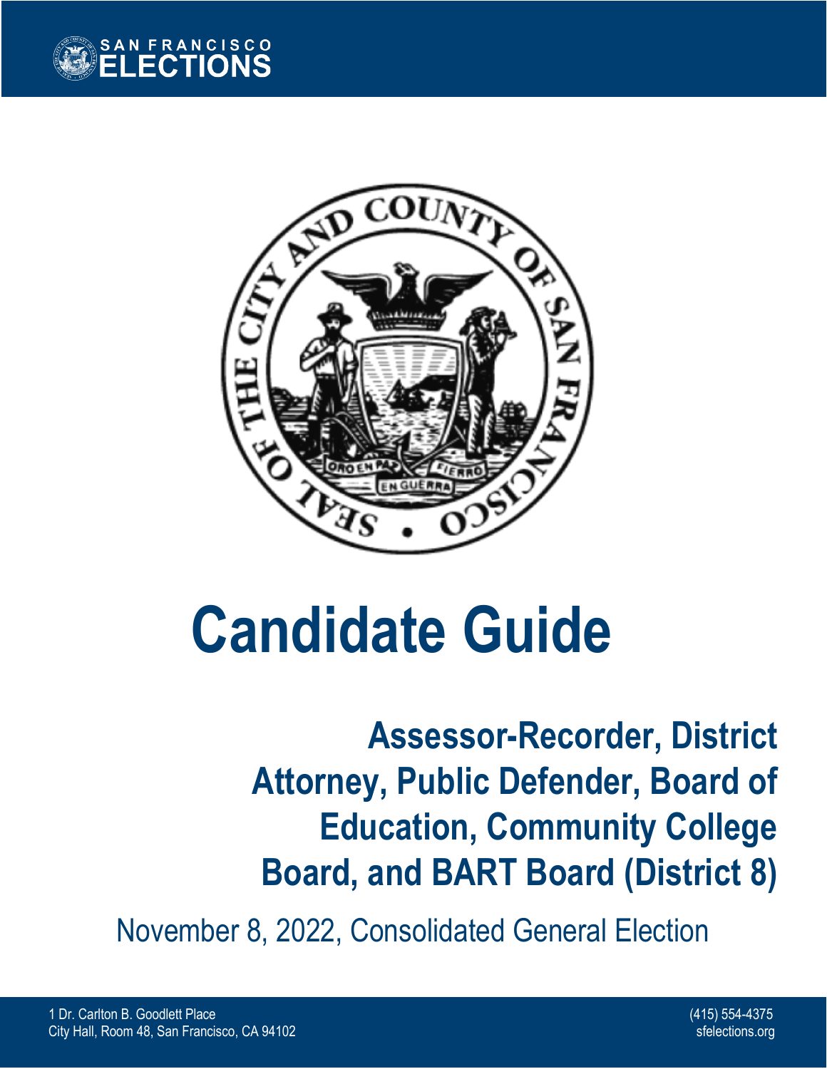SAN FRANCISCO ELECTIONS

# Candidate Guide

## Assessor-Recorder, District Attorney, Public Defender, Board of Education, Community College Board, and BART Board (District 8)

November 8, 2022, Consolidated General Election

1 Dr. Carlton B. Goodlett Place
City Hall, Room 48, San Francisco, CA 94102

(415) 554-4375
sfelections.org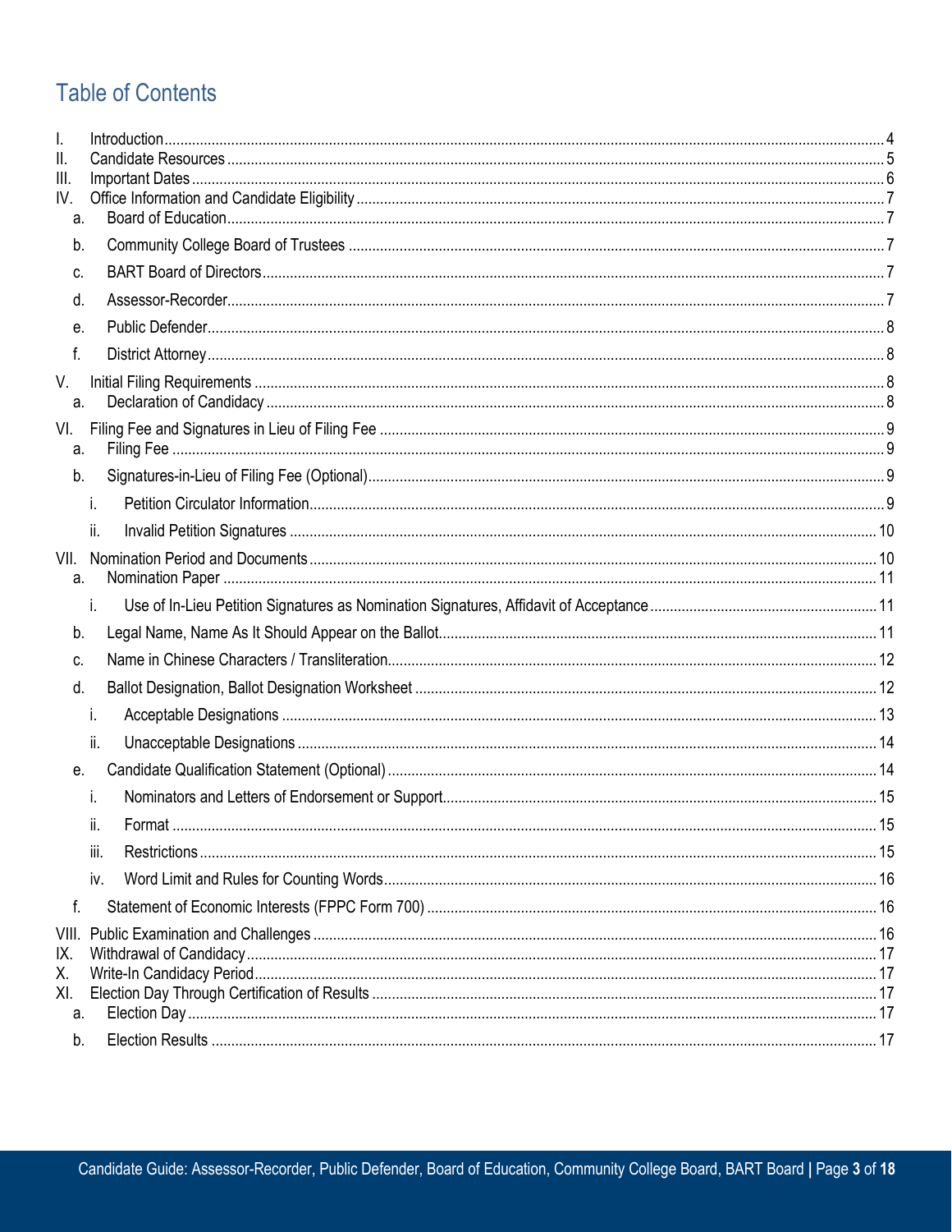# Table of Contents

- I. Introduction ... 4
- II. Candidate Resources ... 5
- III. Important Dates ... 6
- IV. Office Information and Candidate Eligibility ... 7
  - a. Board of Education ... 7
  - b. Community College Board of Trustees ... 7
  - c. BART Board of Directors ... 7
  - d. Assessor-Recorder ... 7
  - e. Public Defender ... 8
  - f. District Attorney ... 8
- V. Initial Filing Requirements ... 8
  - a. Declaration of Candidacy ... 8
- VI. Filing Fee and Signatures in Lieu of Filing Fee ... 9
  - a. Filing Fee ... 9
  - b. Signatures-in-Lieu of Filing Fee (Optional) ... 9
    - i. Petition Circulator Information ... 9
    - ii. Invalid Petition Signatures ... 10
- VII. Nomination Period and Documents ... 10
  - a. Nomination Paper ... 11
    - i. Use of In-Lieu Petition Signatures as Nomination Signatures, Affidavit of Acceptance ... 11
  - b. Legal Name, Name As It Should Appear on the Ballot ... 11
  - c. Name in Chinese Characters / Transliteration ... 12
  - d. Ballot Designation, Ballot Designation Worksheet ... 12
    - i. Acceptable Designations ... 13
    - ii. Unacceptable Designations ... 14
  - e. Candidate Qualification Statement (Optional) ... 14
    - i. Nominators and Letters of Endorsement or Support ... 15
    - ii. Format ... 15
    - iii. Restrictions ... 15
    - iv. Word Limit and Rules for Counting Words ... 16
  - f. Statement of Economic Interests (FPPC Form 700) ... 16
- VIII. Public Examination and Challenges ... 16
- IX. Withdrawal of Candidacy ... 17
- X. Write-In Candidacy Period ... 17
- XI. Election Day Through Certification of Results ... 17
  - a. Election Day ... 17
  - b. Election Results ... 17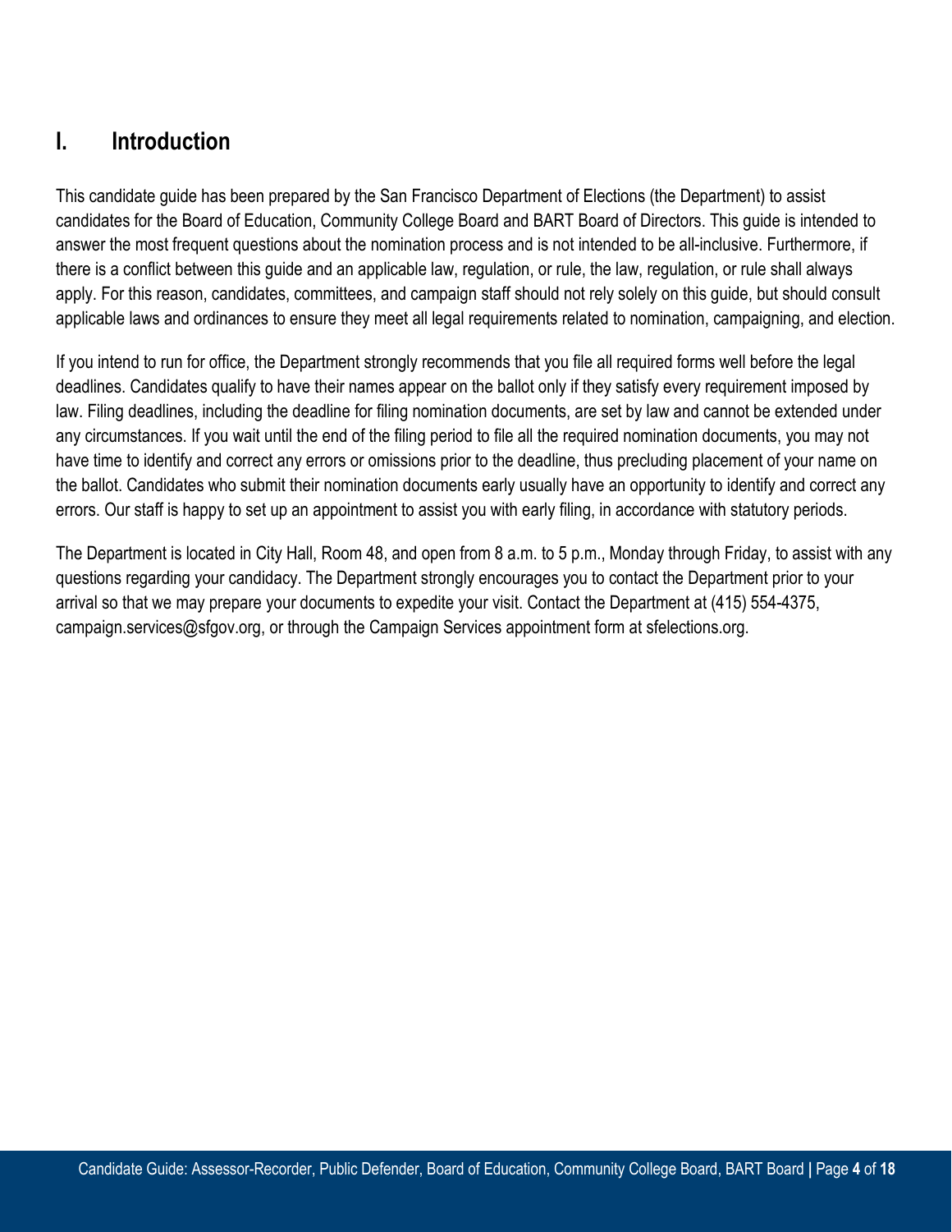## I. Introduction

This candidate guide has been prepared by the San Francisco Department of Elections (the Department) to assist candidates for the Board of Education, Community College Board and BART Board of Directors. This guide is intended to answer the most frequent questions about the nomination process and is not intended to be all-inclusive. Furthermore, if there is a conflict between this guide and an applicable law, regulation, or rule, the law, regulation, or rule shall always apply. For this reason, candidates, committees, and campaign staff should not rely solely on this guide, but should consult applicable laws and ordinances to ensure they meet all legal requirements related to nomination, campaigning, and election.

If you intend to run for office, the Department strongly recommends that you file all required forms well before the legal deadlines. Candidates qualify to have their names appear on the ballot only if they satisfy every requirement imposed by law. Filing deadlines, including the deadline for filing nomination documents, are set by law and cannot be extended under any circumstances. If you wait until the end of the filing period to file all the required nomination documents, you may not have time to identify and correct any errors or omissions prior to the deadline, thus precluding placement of your name on the ballot. Candidates who submit their nomination documents early usually have an opportunity to identify and correct any errors. Our staff is happy to set up an appointment to assist you with early filing, in accordance with statutory periods.

The Department is located in City Hall, Room 48, and open from 8 a.m. to 5 p.m., Monday through Friday, to assist with any questions regarding your candidacy. The Department strongly encourages you to contact the Department prior to your arrival so that we may prepare your documents to expedite your visit. Contact the Department at (415) 554-4375, campaign.services@sfgov.org, or through the Campaign Services appointment form at sfelections.org.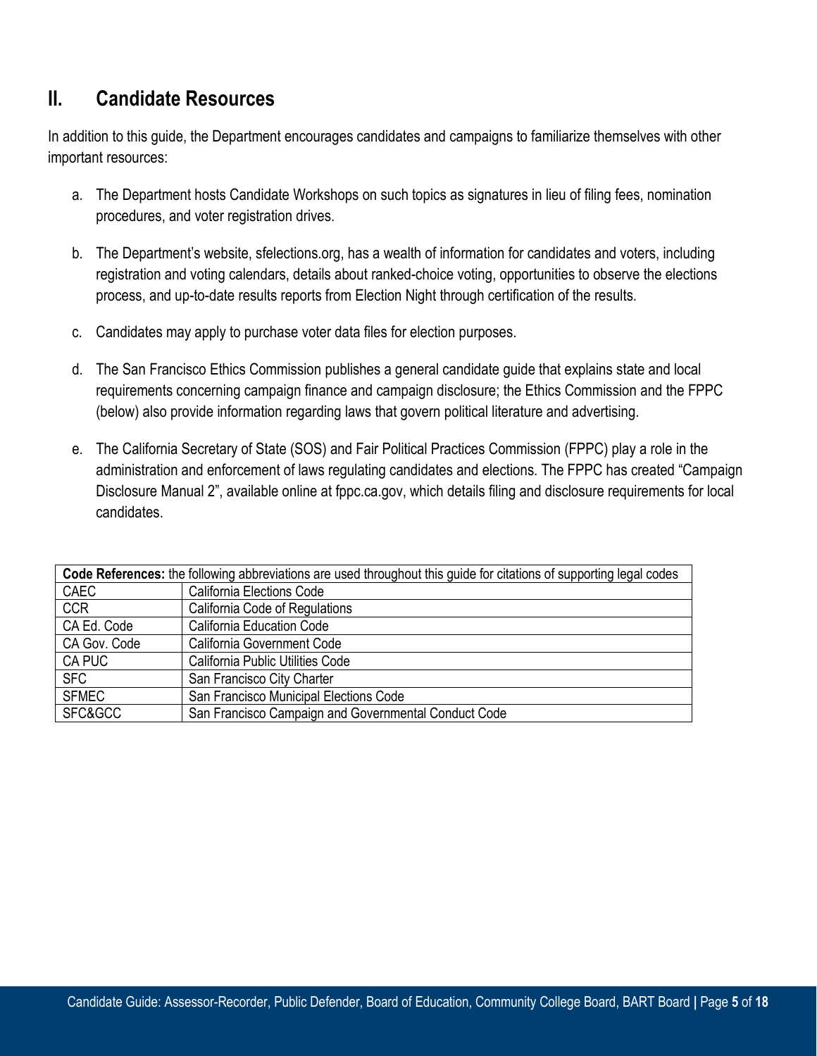## II. Candidate Resources

In addition to this guide, the Department encourages candidates and campaigns to familiarize themselves with other important resources:

a. The Department hosts Candidate Workshops on such topics as signatures in lieu of filing fees, nomination procedures, and voter registration drives.

b. The Department's website, sfelections.org, has a wealth of information for candidates and voters, including registration and voting calendars, details about ranked-choice voting, opportunities to observe the elections process, and up-to-date results reports from Election Night through certification of the results.

c. Candidates may apply to purchase voter data files for election purposes.

d. The San Francisco Ethics Commission publishes a general candidate guide that explains state and local requirements concerning campaign finance and campaign disclosure; the Ethics Commission and the FPPC (below) also provide information regarding laws that govern political literature and advertising.

e. The California Secretary of State (SOS) and Fair Political Practices Commission (FPPC) play a role in the administration and enforcement of laws regulating candidates and elections. The FPPC has created "Campaign Disclosure Manual 2", available online at fppc.ca.gov, which details filing and disclosure requirements for local candidates.

| **Code References:** the following abbreviations are used throughout this guide for citations of supporting legal codes | |
|---|---|
| CAEC | California Elections Code |
| CCR | California Code of Regulations |
| CA Ed. Code | California Education Code |
| CA Gov. Code | California Government Code |
| CA PUC | California Public Utilities Code |
| SFC | San Francisco City Charter |
| SFMEC | San Francisco Municipal Elections Code |
| SFC&GCC | San Francisco Campaign and Governmental Conduct Code |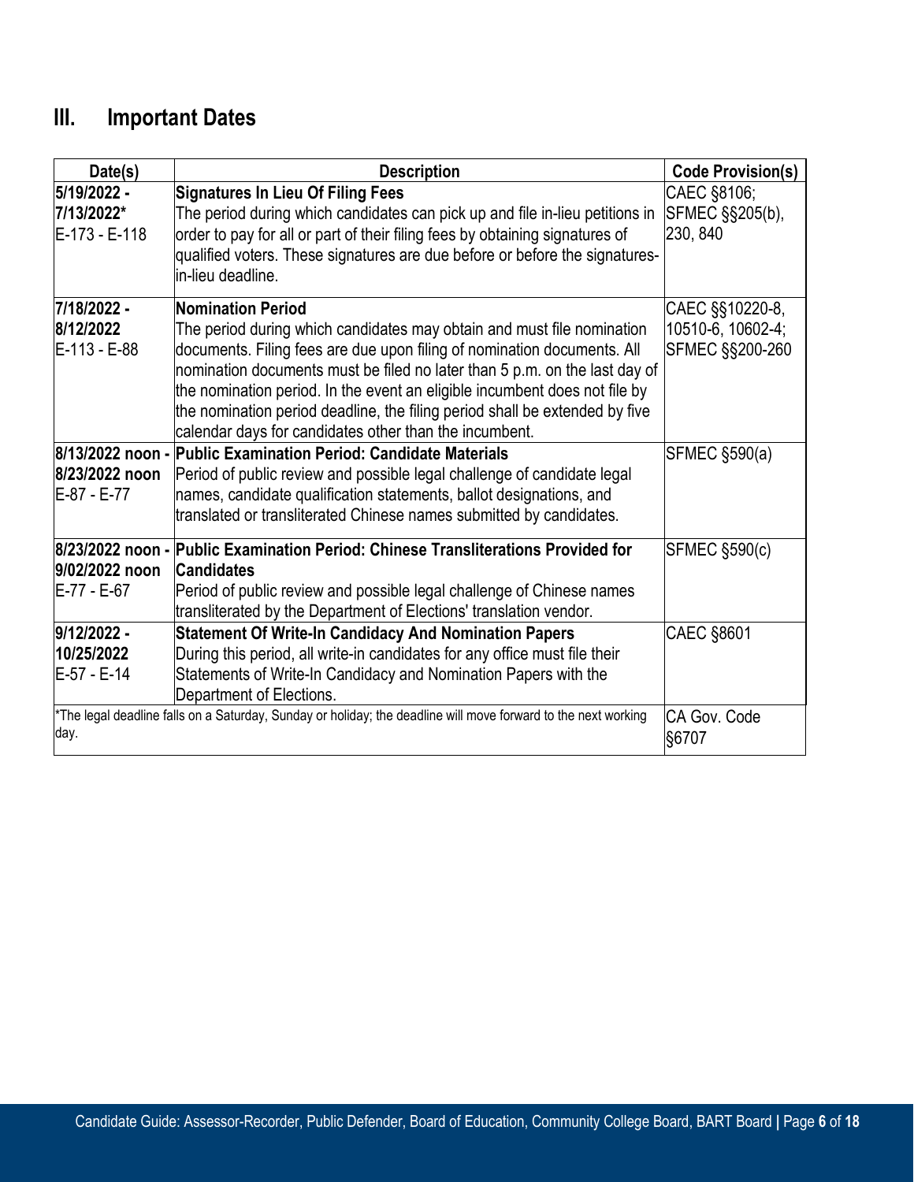## III. Important Dates

| Date(s) | Description | Code Provision(s) |
|---|---|---|
| **5/19/2022 - 7/13/2022***<br>E-173 - E-118 | **Signatures In Lieu Of Filing Fees**<br>The period during which candidates can pick up and file in-lieu petitions in order to pay for all or part of their filing fees by obtaining signatures of qualified voters. These signatures are due before or before the signatures-in-lieu deadline. | CAEC §8106; SFMEC §§205(b), 230, 840 |
| **7/18/2022 - 8/12/2022**<br>E-113 - E-88 | **Nomination Period**<br>The period during which candidates may obtain and must file nomination documents. Filing fees are due upon filing of nomination documents. All nomination documents must be filed no later than 5 p.m. on the last day of the nomination period. In the event an eligible incumbent does not file by the nomination period deadline, the filing period shall be extended by five calendar days for candidates other than the incumbent. | CAEC §§10220-8, 10510-6, 10602-4; SFMEC §§200-260 |
| **8/13/2022 noon - 8/23/2022 noon**<br>E-87 - E-77 | **Public Examination Period: Candidate Materials**<br>Period of public review and possible legal challenge of candidate legal names, candidate qualification statements, ballot designations, and translated or transliterated Chinese names submitted by candidates. | SFMEC §590(a) |
| **8/23/2022 noon - 9/02/2022 noon**<br>E-77 - E-67 | **Public Examination Period: Chinese Transliterations Provided for Candidates**<br>Period of public review and possible legal challenge of Chinese names transliterated by the Department of Elections' translation vendor. | SFMEC §590(c) |
| **9/12/2022 - 10/25/2022**<br>E-57 - E-14 | **Statement Of Write-In Candidacy And Nomination Papers**<br>During this period, all write-in candidates for any office must file their Statements of Write-In Candidacy and Nomination Papers with the Department of Elections. | CAEC §8601 |
| *The legal deadline falls on a Saturday, Sunday or holiday; the deadline will move forward to the next working day. | | CA Gov. Code §6707 |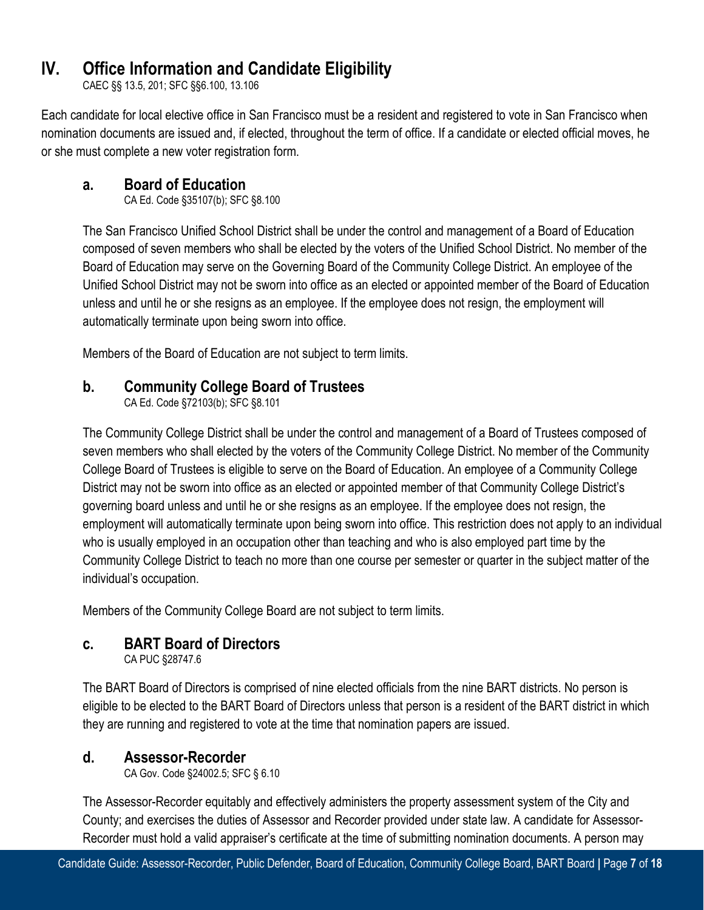# IV. Office Information and Candidate Eligibility

CAEC §§ 13.5, 201; SFC §§6.100, 13.106

Each candidate for local elective office in San Francisco must be a resident and registered to vote in San Francisco when nomination documents are issued and, if elected, throughout the term of office. If a candidate or elected official moves, he or she must complete a new voter registration form.

## a. Board of Education

CA Ed. Code §35107(b); SFC §8.100

The San Francisco Unified School District shall be under the control and management of a Board of Education composed of seven members who shall be elected by the voters of the Unified School District. No member of the Board of Education may serve on the Governing Board of the Community College District. An employee of the Unified School District may not be sworn into office as an elected or appointed member of the Board of Education unless and until he or she resigns as an employee. If the employee does not resign, the employment will automatically terminate upon being sworn into office.

Members of the Board of Education are not subject to term limits.

## b. Community College Board of Trustees

CA Ed. Code §72103(b); SFC §8.101

The Community College District shall be under the control and management of a Board of Trustees composed of seven members who shall elected by the voters of the Community College District. No member of the Community College Board of Trustees is eligible to serve on the Board of Education. An employee of a Community College District may not be sworn into office as an elected or appointed member of that Community College District's governing board unless and until he or she resigns as an employee. If the employee does not resign, the employment will automatically terminate upon being sworn into office. This restriction does not apply to an individual who is usually employed in an occupation other than teaching and who is also employed part time by the Community College District to teach no more than one course per semester or quarter in the subject matter of the individual's occupation.

Members of the Community College Board are not subject to term limits.

## c. BART Board of Directors

CA PUC §28747.6

The BART Board of Directors is comprised of nine elected officials from the nine BART districts. No person is eligible to be elected to the BART Board of Directors unless that person is a resident of the BART district in which they are running and registered to vote at the time that nomination papers are issued.

## d. Assessor-Recorder

CA Gov. Code §24002.5; SFC § 6.10

The Assessor-Recorder equitably and effectively administers the property assessment system of the City and County; and exercises the duties of Assessor and Recorder provided under state law. A candidate for Assessor-Recorder must hold a valid appraiser's certificate at the time of submitting nomination documents. A person may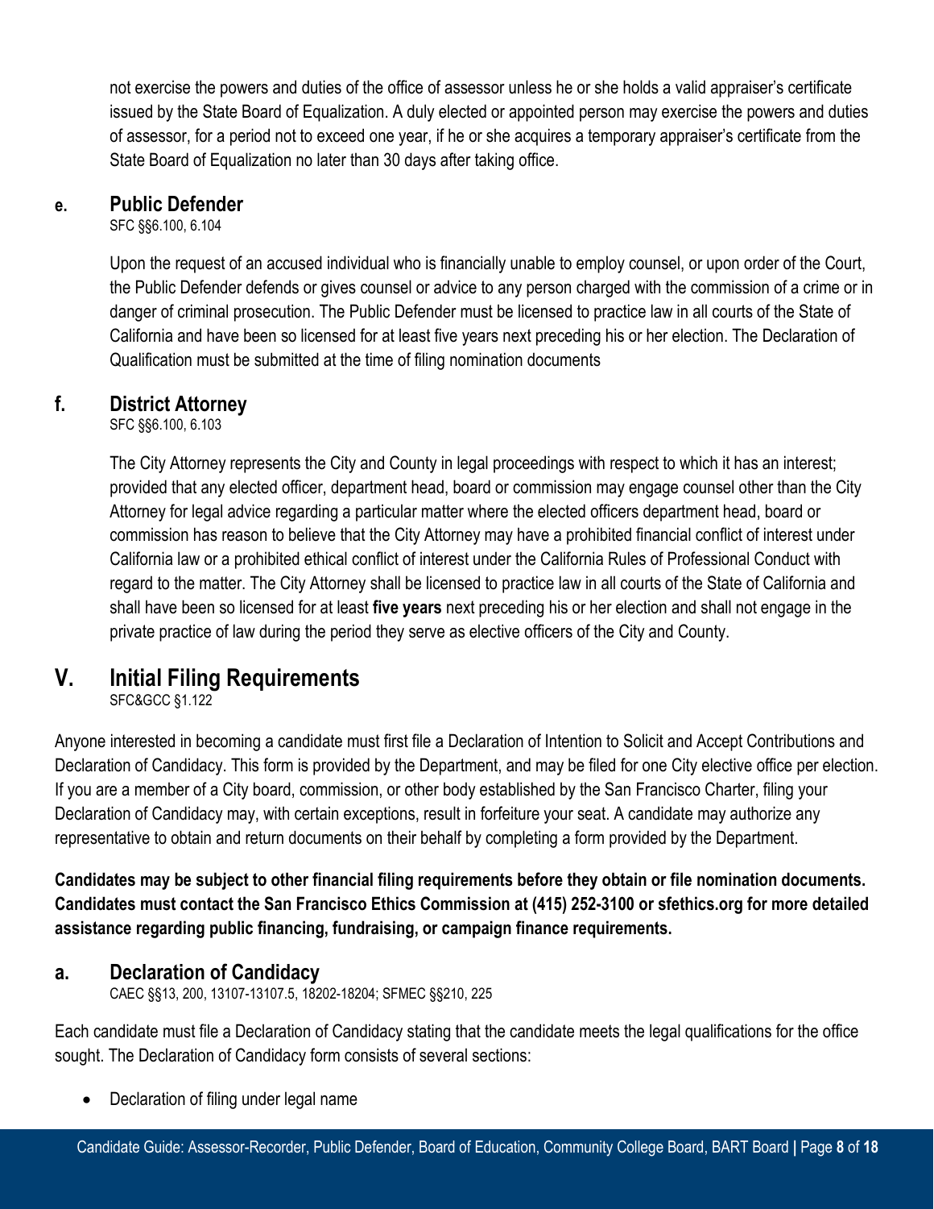not exercise the powers and duties of the office of assessor unless he or she holds a valid appraiser's certificate issued by the State Board of Equalization. A duly elected or appointed person may exercise the powers and duties of assessor, for a period not to exceed one year, if he or she acquires a temporary appraiser's certificate from the State Board of Equalization no later than 30 days after taking office.

### e. Public Defender

SFC §§6.100, 6.104

Upon the request of an accused individual who is financially unable to employ counsel, or upon order of the Court, the Public Defender defends or gives counsel or advice to any person charged with the commission of a crime or in danger of criminal prosecution. The Public Defender must be licensed to practice law in all courts of the State of California and have been so licensed for at least five years next preceding his or her election. The Declaration of Qualification must be submitted at the time of filing nomination documents

### f. District Attorney

SFC §§6.100, 6.103

The City Attorney represents the City and County in legal proceedings with respect to which it has an interest; provided that any elected officer, department head, board or commission may engage counsel other than the City Attorney for legal advice regarding a particular matter where the elected officers department head, board or commission has reason to believe that the City Attorney may have a prohibited financial conflict of interest under California law or a prohibited ethical conflict of interest under the California Rules of Professional Conduct with regard to the matter. The City Attorney shall be licensed to practice law in all courts of the State of California and shall have been so licensed for at least **five years** next preceding his or her election and shall not engage in the private practice of law during the period they serve as elective officers of the City and County.

## V. Initial Filing Requirements

SFC&GCC §1.122

Anyone interested in becoming a candidate must first file a Declaration of Intention to Solicit and Accept Contributions and Declaration of Candidacy. This form is provided by the Department, and may be filed for one City elective office per election. If you are a member of a City board, commission, or other body established by the San Francisco Charter, filing your Declaration of Candidacy may, with certain exceptions, result in forfeiture your seat. A candidate may authorize any representative to obtain and return documents on their behalf by completing a form provided by the Department.

**Candidates may be subject to other financial filing requirements before they obtain or file nomination documents. Candidates must contact the San Francisco Ethics Commission at (415) 252-3100 or sfethics.org for more detailed assistance regarding public financing, fundraising, or campaign finance requirements.**

### a. Declaration of Candidacy

CAEC §§13, 200, 13107-13107.5, 18202-18204; SFMEC §§210, 225

Each candidate must file a Declaration of Candidacy stating that the candidate meets the legal qualifications for the office sought. The Declaration of Candidacy form consists of several sections:

- Declaration of filing under legal name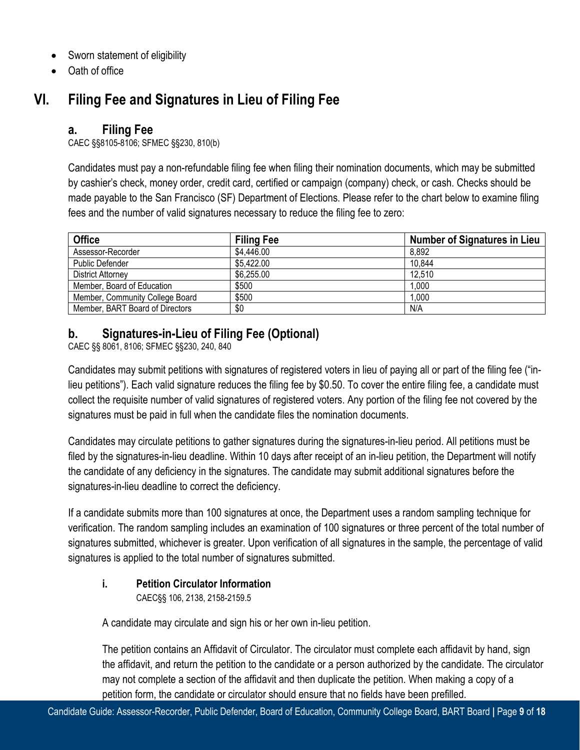- Sworn statement of eligibility
- Oath of office

# VI. Filing Fee and Signatures in Lieu of Filing Fee

## a. Filing Fee

CAEC §§8105-8106; SFMEC §§230, 810(b)

Candidates must pay a non-refundable filing fee when filing their nomination documents, which may be submitted by cashier's check, money order, credit card, certified or campaign (company) check, or cash. Checks should be made payable to the San Francisco (SF) Department of Elections. Please refer to the chart below to examine filing fees and the number of valid signatures necessary to reduce the filing fee to zero:

| Office | Filing Fee | Number of Signatures in Lieu |
|---|---|---|
| Assessor-Recorder | $4,446.00 | 8,892 |
| Public Defender | $5,422.00 | 10,844 |
| District Attorney | $6,255.00 | 12,510 |
| Member, Board of Education | $500 | 1,000 |
| Member, Community College Board | $500 | 1,000 |
| Member, BART Board of Directors | $0 | N/A |

## b. Signatures-in-Lieu of Filing Fee (Optional)

CAEC §§ 8061, 8106; SFMEC §§230, 240, 840

Candidates may submit petitions with signatures of registered voters in lieu of paying all or part of the filing fee ("in-lieu petitions"). Each valid signature reduces the filing fee by $0.50. To cover the entire filing fee, a candidate must collect the requisite number of valid signatures of registered voters. Any portion of the filing fee not covered by the signatures must be paid in full when the candidate files the nomination documents.

Candidates may circulate petitions to gather signatures during the signatures-in-lieu period. All petitions must be filed by the signatures-in-lieu deadline. Within 10 days after receipt of an in-lieu petition, the Department will notify the candidate of any deficiency in the signatures. The candidate may submit additional signatures before the signatures-in-lieu deadline to correct the deficiency.

If a candidate submits more than 100 signatures at once, the Department uses a random sampling technique for verification. The random sampling includes an examination of 100 signatures or three percent of the total number of signatures submitted, whichever is greater. Upon verification of all signatures in the sample, the percentage of valid signatures is applied to the total number of signatures submitted.

### i. Petition Circulator Information

CAEC§§ 106, 2138, 2158-2159.5

A candidate may circulate and sign his or her own in-lieu petition.

The petition contains an Affidavit of Circulator. The circulator must complete each affidavit by hand, sign the affidavit, and return the petition to the candidate or a person authorized by the candidate. The circulator may not complete a section of the affidavit and then duplicate the petition. When making a copy of a petition form, the candidate or circulator should ensure that no fields have been prefilled.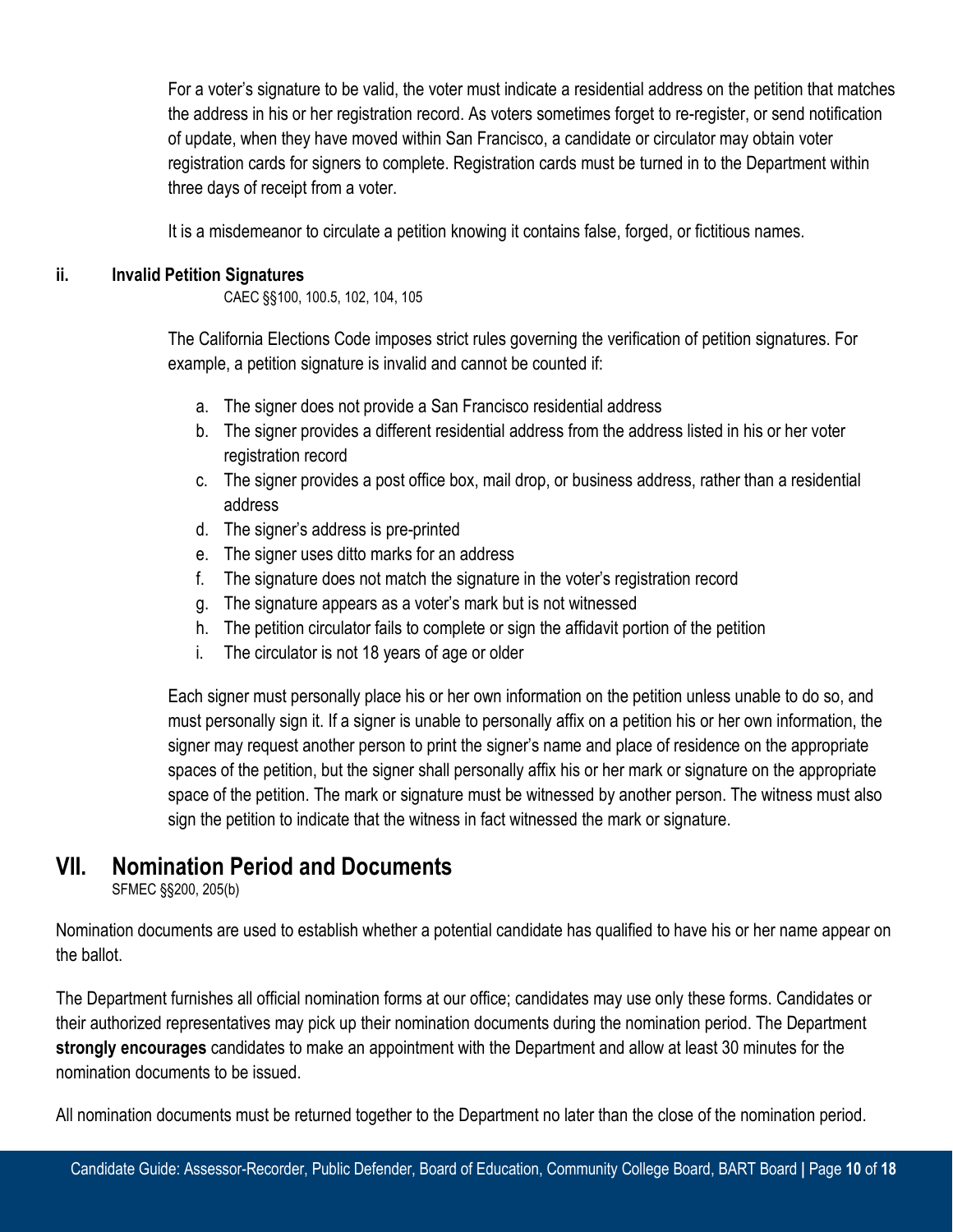For a voter's signature to be valid, the voter must indicate a residential address on the petition that matches the address in his or her registration record. As voters sometimes forget to re-register, or send notification of update, when they have moved within San Francisco, a candidate or circulator may obtain voter registration cards for signers to complete. Registration cards must be turned in to the Department within three days of receipt from a voter.

It is a misdemeanor to circulate a petition knowing it contains false, forged, or fictitious names.

### ii. Invalid Petition Signatures

CAEC §§100, 100.5, 102, 104, 105

The California Elections Code imposes strict rules governing the verification of petition signatures. For example, a petition signature is invalid and cannot be counted if:

a. The signer does not provide a San Francisco residential address
b. The signer provides a different residential address from the address listed in his or her voter registration record
c. The signer provides a post office box, mail drop, or business address, rather than a residential address
d. The signer's address is pre-printed
e. The signer uses ditto marks for an address
f. The signature does not match the signature in the voter's registration record
g. The signature appears as a voter's mark but is not witnessed
h. The petition circulator fails to complete or sign the affidavit portion of the petition
i. The circulator is not 18 years of age or older

Each signer must personally place his or her own information on the petition unless unable to do so, and must personally sign it. If a signer is unable to personally affix on a petition his or her own information, the signer may request another person to print the signer's name and place of residence on the appropriate spaces of the petition, but the signer shall personally affix his or her mark or signature on the appropriate space of the petition. The mark or signature must be witnessed by another person. The witness must also sign the petition to indicate that the witness in fact witnessed the mark or signature.

## VII. Nomination Period and Documents

SFMEC §§200, 205(b)

Nomination documents are used to establish whether a potential candidate has qualified to have his or her name appear on the ballot.

The Department furnishes all official nomination forms at our office; candidates may use only these forms. Candidates or their authorized representatives may pick up their nomination documents during the nomination period. The Department **strongly encourages** candidates to make an appointment with the Department and allow at least 30 minutes for the nomination documents to be issued.

All nomination documents must be returned together to the Department no later than the close of the nomination period.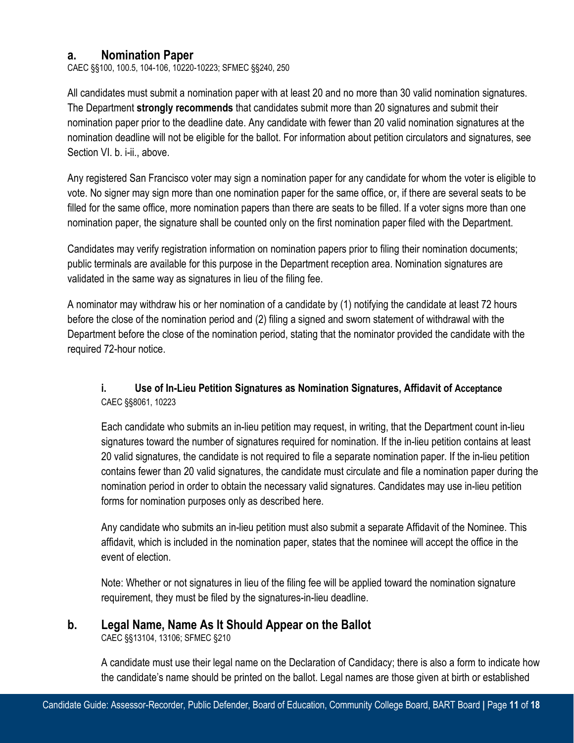## a. Nomination Paper

CAEC §§100, 100.5, 104-106, 10220-10223; SFMEC §§240, 250

All candidates must submit a nomination paper with at least 20 and no more than 30 valid nomination signatures. The Department **strongly recommends** that candidates submit more than 20 signatures and submit their nomination paper prior to the deadline date. Any candidate with fewer than 20 valid nomination signatures at the nomination deadline will not be eligible for the ballot. For information about petition circulators and signatures, see Section VI. b. i-ii., above.

Any registered San Francisco voter may sign a nomination paper for any candidate for whom the voter is eligible to vote. No signer may sign more than one nomination paper for the same office, or, if there are several seats to be filled for the same office, more nomination papers than there are seats to be filled. If a voter signs more than one nomination paper, the signature shall be counted only on the first nomination paper filed with the Department.

Candidates may verify registration information on nomination papers prior to filing their nomination documents; public terminals are available for this purpose in the Department reception area. Nomination signatures are validated in the same way as signatures in lieu of the filing fee.

A nominator may withdraw his or her nomination of a candidate by (1) notifying the candidate at least 72 hours before the close of the nomination period and (2) filing a signed and sworn statement of withdrawal with the Department before the close of the nomination period, stating that the nominator provided the candidate with the required 72-hour notice.

### i. Use of In-Lieu Petition Signatures as Nomination Signatures, Affidavit of Acceptance

CAEC §§8061, 10223

Each candidate who submits an in-lieu petition may request, in writing, that the Department count in-lieu signatures toward the number of signatures required for nomination. If the in-lieu petition contains at least 20 valid signatures, the candidate is not required to file a separate nomination paper. If the in-lieu petition contains fewer than 20 valid signatures, the candidate must circulate and file a nomination paper during the nomination period in order to obtain the necessary valid signatures. Candidates may use in-lieu petition forms for nomination purposes only as described here.

Any candidate who submits an in-lieu petition must also submit a separate Affidavit of the Nominee. This affidavit, which is included in the nomination paper, states that the nominee will accept the office in the event of election.

Note: Whether or not signatures in lieu of the filing fee will be applied toward the nomination signature requirement, they must be filed by the signatures-in-lieu deadline.

## b. Legal Name, Name As It Should Appear on the Ballot

CAEC §§13104, 13106; SFMEC §210

A candidate must use their legal name on the Declaration of Candidacy; there is also a form to indicate how the candidate's name should be printed on the ballot. Legal names are those given at birth or established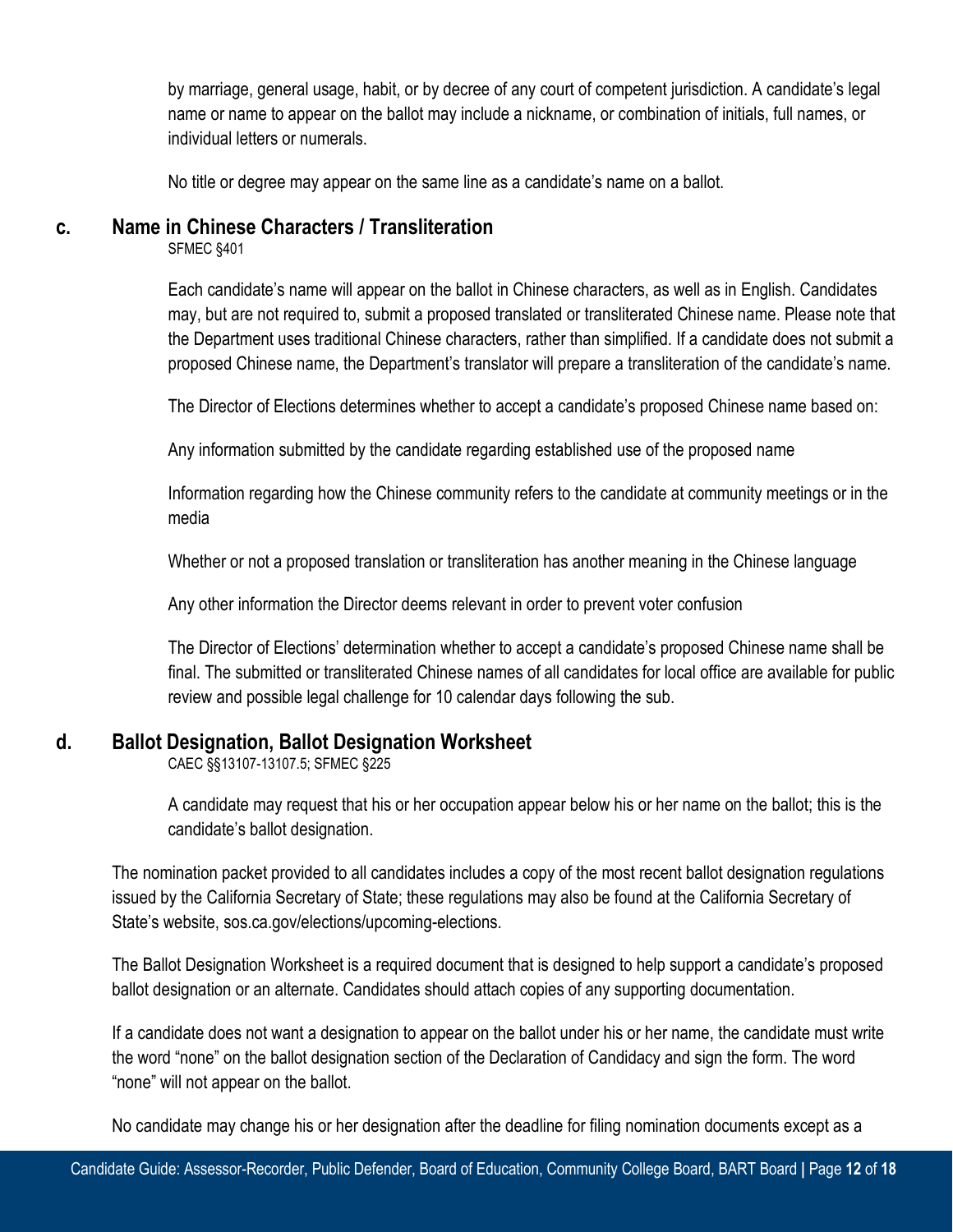by marriage, general usage, habit, or by decree of any court of competent jurisdiction. A candidate's legal name or name to appear on the ballot may include a nickname, or combination of initials, full names, or individual letters or numerals.

No title or degree may appear on the same line as a candidate's name on a ballot.

### c. Name in Chinese Characters / Transliteration

SFMEC §401

Each candidate's name will appear on the ballot in Chinese characters, as well as in English. Candidates may, but are not required to, submit a proposed translated or transliterated Chinese name. Please note that the Department uses traditional Chinese characters, rather than simplified. If a candidate does not submit a proposed Chinese name, the Department's translator will prepare a transliteration of the candidate's name.

The Director of Elections determines whether to accept a candidate's proposed Chinese name based on:

Any information submitted by the candidate regarding established use of the proposed name

Information regarding how the Chinese community refers to the candidate at community meetings or in the media

Whether or not a proposed translation or transliteration has another meaning in the Chinese language

Any other information the Director deems relevant in order to prevent voter confusion

The Director of Elections' determination whether to accept a candidate's proposed Chinese name shall be final. The submitted or transliterated Chinese names of all candidates for local office are available for public review and possible legal challenge for 10 calendar days following the sub.

### d. Ballot Designation, Ballot Designation Worksheet

CAEC §§13107-13107.5; SFMEC §225

A candidate may request that his or her occupation appear below his or her name on the ballot; this is the candidate's ballot designation.

The nomination packet provided to all candidates includes a copy of the most recent ballot designation regulations issued by the California Secretary of State; these regulations may also be found at the California Secretary of State's website, sos.ca.gov/elections/upcoming-elections.

The Ballot Designation Worksheet is a required document that is designed to help support a candidate's proposed ballot designation or an alternate. Candidates should attach copies of any supporting documentation.

If a candidate does not want a designation to appear on the ballot under his or her name, the candidate must write the word "none" on the ballot designation section of the Declaration of Candidacy and sign the form. The word "none" will not appear on the ballot.

No candidate may change his or her designation after the deadline for filing nomination documents except as a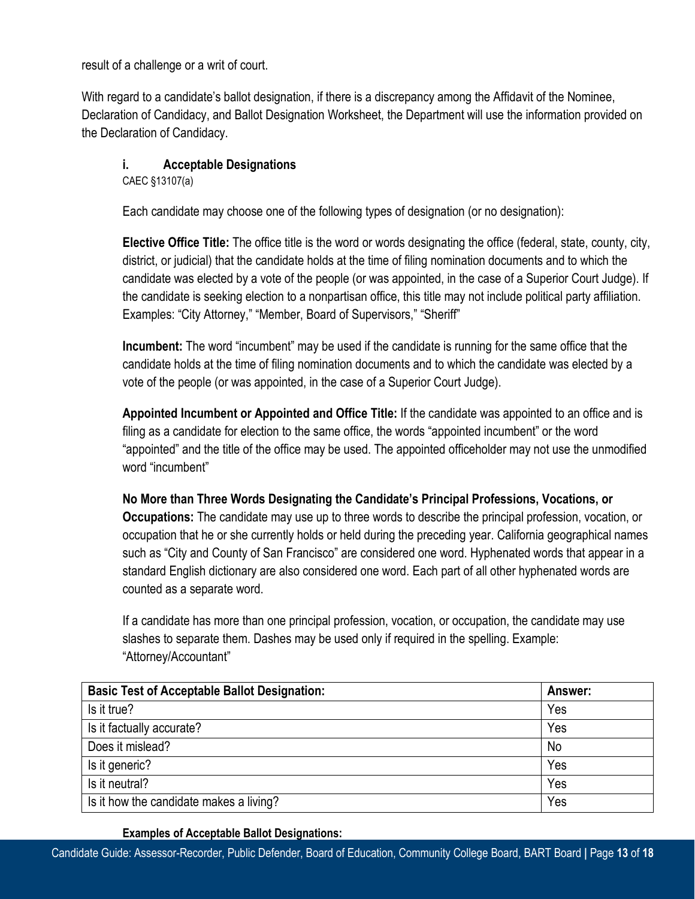result of a challenge or a writ of court.

With regard to a candidate's ballot designation, if there is a discrepancy among the Affidavit of the Nominee, Declaration of Candidacy, and Ballot Designation Worksheet, the Department will use the information provided on the Declaration of Candidacy.

### i. Acceptable Designations

CAEC §13107(a)

Each candidate may choose one of the following types of designation (or no designation):

**Elective Office Title:** The office title is the word or words designating the office (federal, state, county, city, district, or judicial) that the candidate holds at the time of filing nomination documents and to which the candidate was elected by a vote of the people (or was appointed, in the case of a Superior Court Judge). If the candidate is seeking election to a nonpartisan office, this title may not include political party affiliation. Examples: "City Attorney," "Member, Board of Supervisors," "Sheriff"

**Incumbent:** The word "incumbent" may be used if the candidate is running for the same office that the candidate holds at the time of filing nomination documents and to which the candidate was elected by a vote of the people (or was appointed, in the case of a Superior Court Judge).

**Appointed Incumbent or Appointed and Office Title:** If the candidate was appointed to an office and is filing as a candidate for election to the same office, the words "appointed incumbent" or the word "appointed" and the title of the office may be used. The appointed officeholder may not use the unmodified word "incumbent"

**No More than Three Words Designating the Candidate's Principal Professions, Vocations, or Occupations:** The candidate may use up to three words to describe the principal profession, vocation, or occupation that he or she currently holds or held during the preceding year. California geographical names such as "City and County of San Francisco" are considered one word. Hyphenated words that appear in a standard English dictionary are also considered one word. Each part of all other hyphenated words are counted as a separate word.

If a candidate has more than one principal profession, vocation, or occupation, the candidate may use slashes to separate them. Dashes may be used only if required in the spelling. Example: "Attorney/Accountant"

| Basic Test of Acceptable Ballot Designation: | Answer: |
|---|---|
| Is it true? | Yes |
| Is it factually accurate? | Yes |
| Does it mislead? | No |
| Is it generic? | Yes |
| Is it neutral? | Yes |
| Is it how the candidate makes a living? | Yes |

**Examples of Acceptable Ballot Designations:**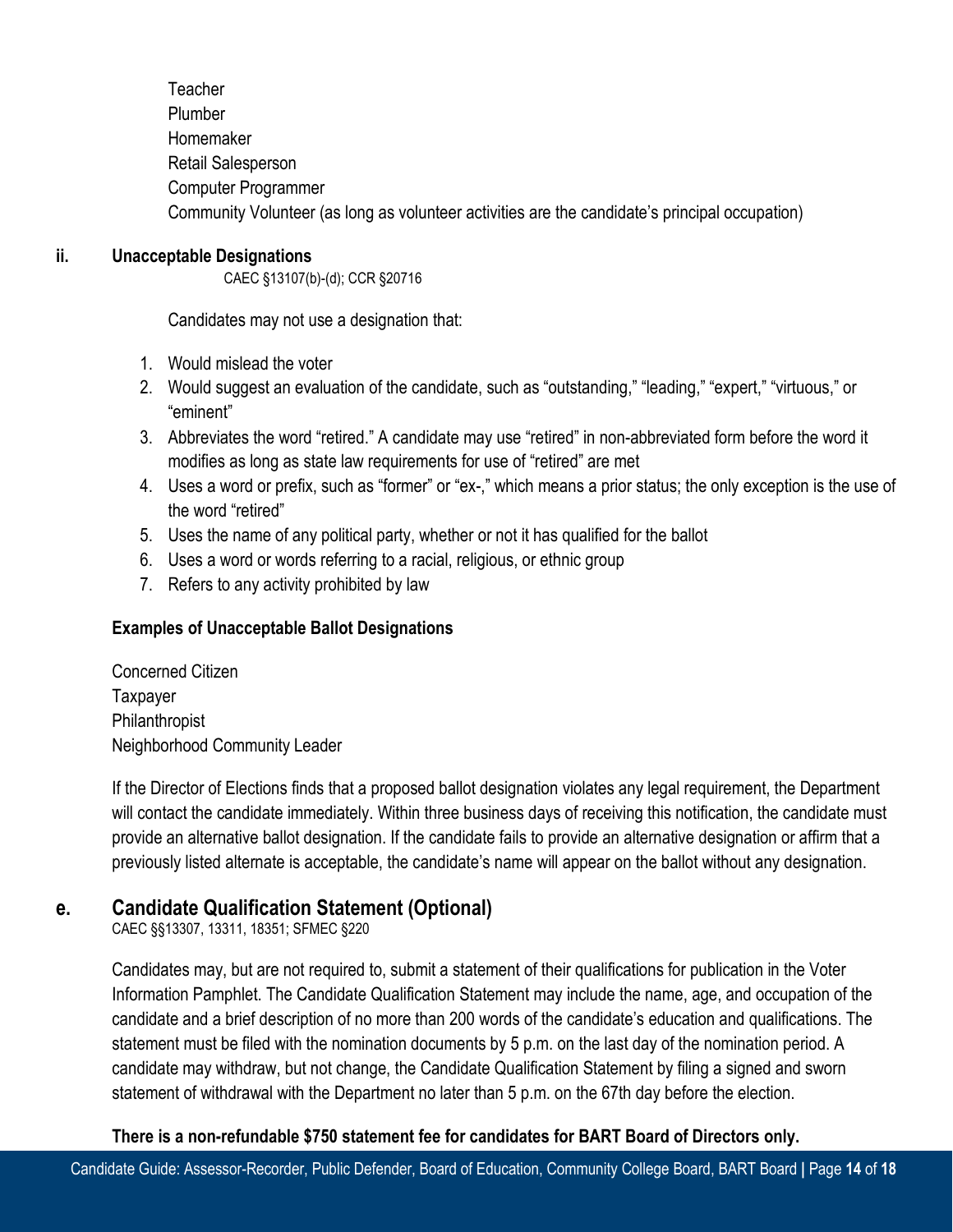Teacher
Plumber
Homemaker
Retail Salesperson
Computer Programmer
Community Volunteer (as long as volunteer activities are the candidate's principal occupation)

### ii. Unacceptable Designations

CAEC §13107(b)-(d); CCR §20716

Candidates may not use a designation that:

1. Would mislead the voter
2. Would suggest an evaluation of the candidate, such as "outstanding," "leading," "expert," "virtuous," or "eminent"
3. Abbreviates the word "retired." A candidate may use "retired" in non-abbreviated form before the word it modifies as long as state law requirements for use of "retired" are met
4. Uses a word or prefix, such as "former" or "ex-," which means a prior status; the only exception is the use of the word "retired"
5. Uses the name of any political party, whether or not it has qualified for the ballot
6. Uses a word or words referring to a racial, religious, or ethnic group
7. Refers to any activity prohibited by law

**Examples of Unacceptable Ballot Designations**

Concerned Citizen
Taxpayer
Philanthropist
Neighborhood Community Leader

If the Director of Elections finds that a proposed ballot designation violates any legal requirement, the Department will contact the candidate immediately. Within three business days of receiving this notification, the candidate must provide an alternative ballot designation. If the candidate fails to provide an alternative designation or affirm that a previously listed alternate is acceptable, the candidate's name will appear on the ballot without any designation.

## e. Candidate Qualification Statement (Optional)

CAEC §§13307, 13311, 18351; SFMEC §220

Candidates may, but are not required to, submit a statement of their qualifications for publication in the Voter Information Pamphlet. The Candidate Qualification Statement may include the name, age, and occupation of the candidate and a brief description of no more than 200 words of the candidate's education and qualifications. The statement must be filed with the nomination documents by 5 p.m. on the last day of the nomination period. A candidate may withdraw, but not change, the Candidate Qualification Statement by filing a signed and sworn statement of withdrawal with the Department no later than 5 p.m. on the 67th day before the election.

**There is a non-refundable $750 statement fee for candidates for BART Board of Directors only.**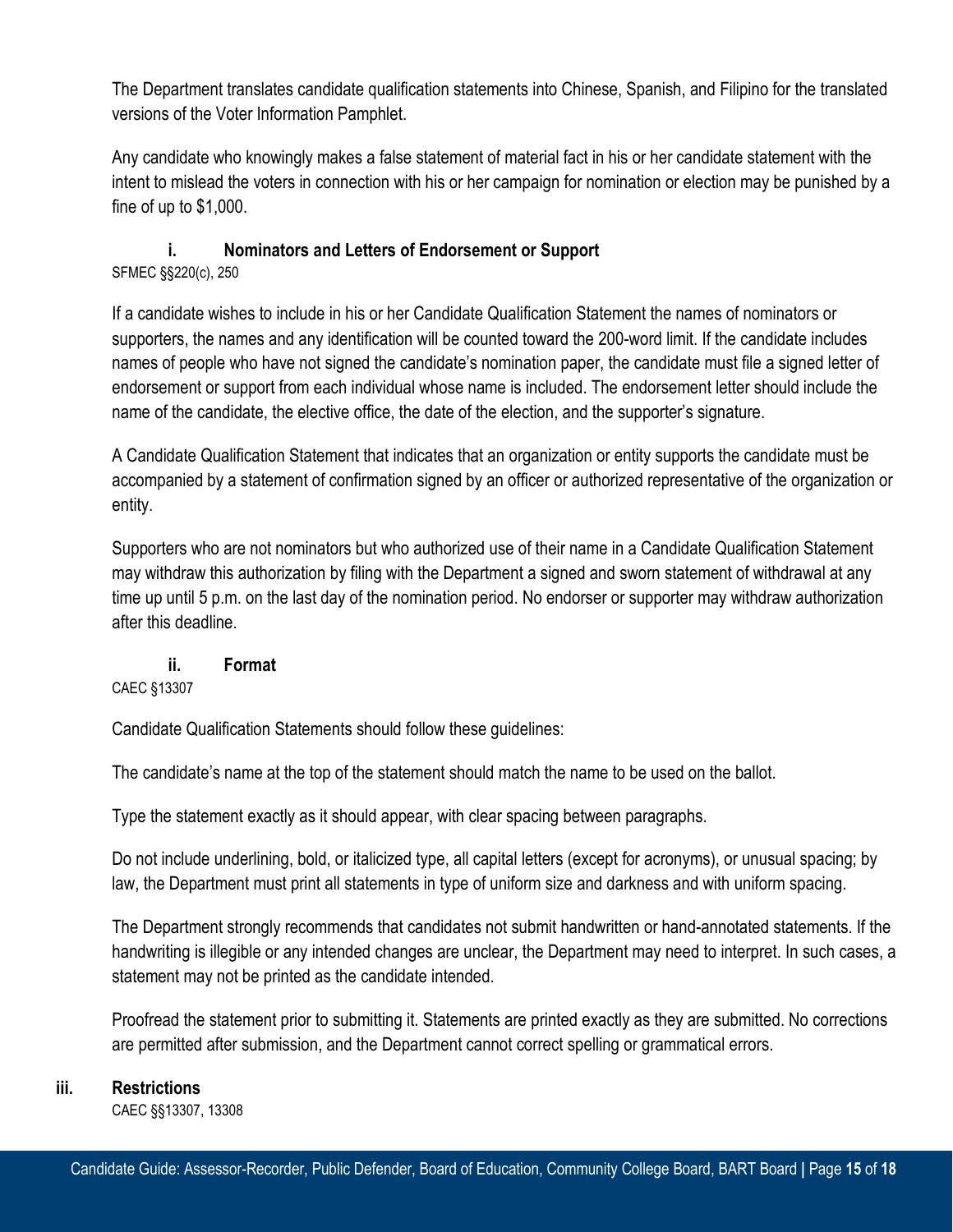The Department translates candidate qualification statements into Chinese, Spanish, and Filipino for the translated versions of the Voter Information Pamphlet.

Any candidate who knowingly makes a false statement of material fact in his or her candidate statement with the intent to mislead the voters in connection with his or her campaign for nomination or election may be punished by a fine of up to $1,000.

#### i. Nominators and Letters of Endorsement or Support

SFMEC §§220(c), 250

If a candidate wishes to include in his or her Candidate Qualification Statement the names of nominators or supporters, the names and any identification will be counted toward the 200-word limit. If the candidate includes names of people who have not signed the candidate's nomination paper, the candidate must file a signed letter of endorsement or support from each individual whose name is included. The endorsement letter should include the name of the candidate, the elective office, the date of the election, and the supporter's signature.

A Candidate Qualification Statement that indicates that an organization or entity supports the candidate must be accompanied by a statement of confirmation signed by an officer or authorized representative of the organization or entity.

Supporters who are not nominators but who authorized use of their name in a Candidate Qualification Statement may withdraw this authorization by filing with the Department a signed and sworn statement of withdrawal at any time up until 5 p.m. on the last day of the nomination period. No endorser or supporter may withdraw authorization after this deadline.

#### ii. Format

CAEC §13307

Candidate Qualification Statements should follow these guidelines:

The candidate's name at the top of the statement should match the name to be used on the ballot.

Type the statement exactly as it should appear, with clear spacing between paragraphs.

Do not include underlining, bold, or italicized type, all capital letters (except for acronyms), or unusual spacing; by law, the Department must print all statements in type of uniform size and darkness and with uniform spacing.

The Department strongly recommends that candidates not submit handwritten or hand-annotated statements. If the handwriting is illegible or any intended changes are unclear, the Department may need to interpret. In such cases, a statement may not be printed as the candidate intended.

Proofread the statement prior to submitting it. Statements are printed exactly as they are submitted. No corrections are permitted after submission, and the Department cannot correct spelling or grammatical errors.

#### iii. Restrictions

CAEC §§13307, 13308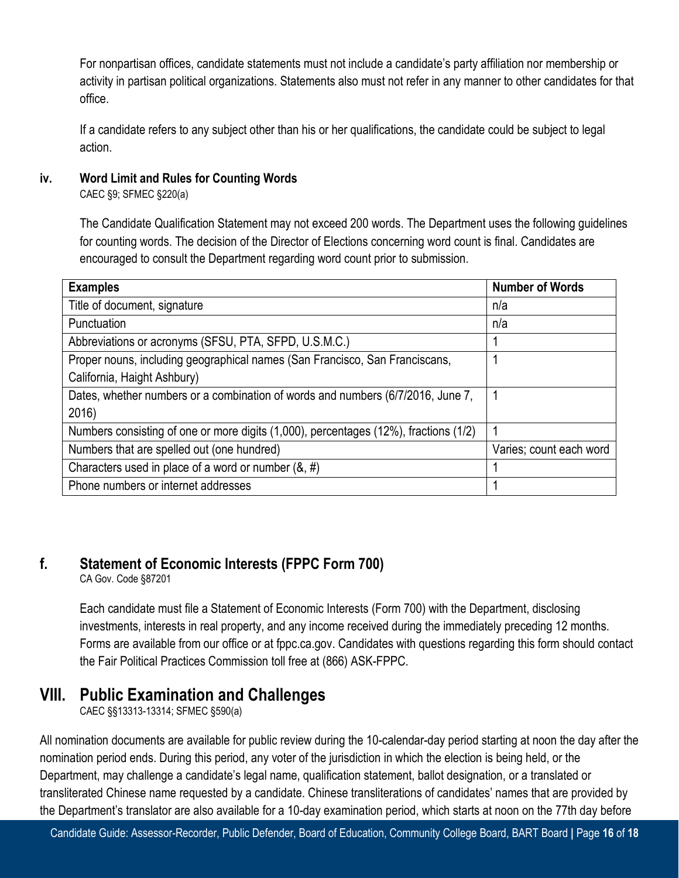For nonpartisan offices, candidate statements must not include a candidate's party affiliation nor membership or activity in partisan political organizations. Statements also must not refer in any manner to other candidates for that office.

If a candidate refers to any subject other than his or her qualifications, the candidate could be subject to legal action.

#### iv. Word Limit and Rules for Counting Words

CAEC §9; SFMEC §220(a)

The Candidate Qualification Statement may not exceed 200 words. The Department uses the following guidelines for counting words. The decision of the Director of Elections concerning word count is final. Candidates are encouraged to consult the Department regarding word count prior to submission.

| Examples | Number of Words |
|---|---|
| Title of document, signature | n/a |
| Punctuation | n/a |
| Abbreviations or acronyms (SFSU, PTA, SFPD, U.S.M.C.) | 1 |
| Proper nouns, including geographical names (San Francisco, San Franciscans, California, Haight Ashbury) | 1 |
| Dates, whether numbers or a combination of words and numbers (6/7/2016, June 7, 2016) | 1 |
| Numbers consisting of one or more digits (1,000), percentages (12%), fractions (1/2) | 1 |
| Numbers that are spelled out (one hundred) | Varies; count each word |
| Characters used in place of a word or number (&, #) | 1 |
| Phone numbers or internet addresses | 1 |

### f. Statement of Economic Interests (FPPC Form 700)

CA Gov. Code §87201

Each candidate must file a Statement of Economic Interests (Form 700) with the Department, disclosing investments, interests in real property, and any income received during the immediately preceding 12 months. Forms are available from our office or at fppc.ca.gov. Candidates with questions regarding this form should contact the Fair Political Practices Commission toll free at (866) ASK-FPPC.

## VIII. Public Examination and Challenges

CAEC §§13313-13314; SFMEC §590(a)

All nomination documents are available for public review during the 10-calendar-day period starting at noon the day after the nomination period ends. During this period, any voter of the jurisdiction in which the election is being held, or the Department, may challenge a candidate's legal name, qualification statement, ballot designation, or a translated or transliterated Chinese name requested by a candidate. Chinese transliterations of candidates' names that are provided by the Department's translator are also available for a 10-day examination period, which starts at noon on the 77th day before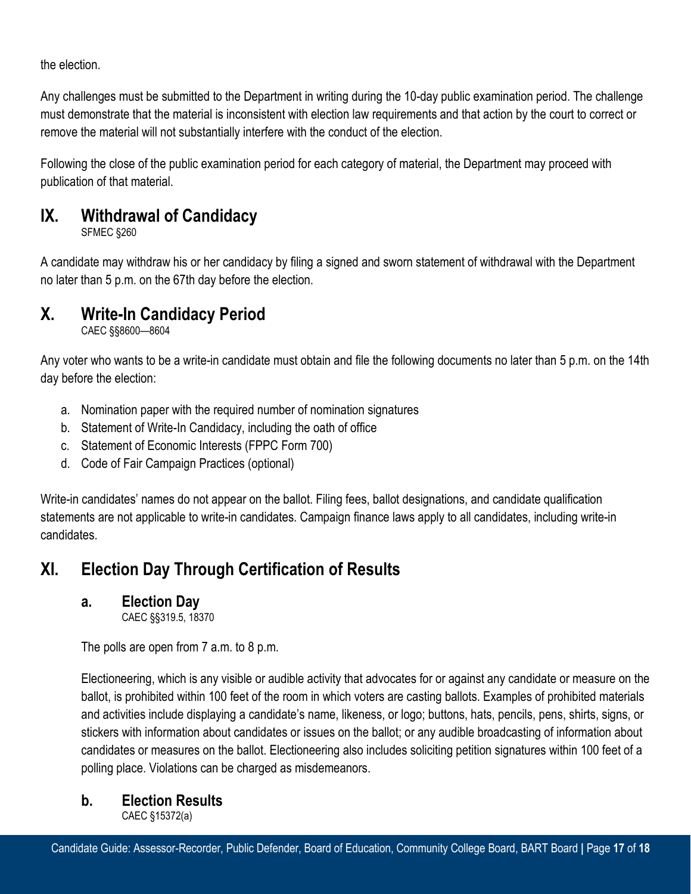the election.

Any challenges must be submitted to the Department in writing during the 10-day public examination period. The challenge must demonstrate that the material is inconsistent with election law requirements and that action by the court to correct or remove the material will not substantially interfere with the conduct of the election.

Following the close of the public examination period for each category of material, the Department may proceed with publication of that material.

## IX. Withdrawal of Candidacy

SFMEC §260

A candidate may withdraw his or her candidacy by filing a signed and sworn statement of withdrawal with the Department no later than 5 p.m. on the 67th day before the election.

## X. Write-In Candidacy Period

CAEC §§8600—8604

Any voter who wants to be a write-in candidate must obtain and file the following documents no later than 5 p.m. on the 14th day before the election:

a. Nomination paper with the required number of nomination signatures
b. Statement of Write-In Candidacy, including the oath of office
c. Statement of Economic Interests (FPPC Form 700)
d. Code of Fair Campaign Practices (optional)

Write-in candidates' names do not appear on the ballot. Filing fees, ballot designations, and candidate qualification statements are not applicable to write-in candidates. Campaign finance laws apply to all candidates, including write-in candidates.

## XI. Election Day Through Certification of Results

### a. Election Day

CAEC §§319.5, 18370

The polls are open from 7 a.m. to 8 p.m.

Electioneering, which is any visible or audible activity that advocates for or against any candidate or measure on the ballot, is prohibited within 100 feet of the room in which voters are casting ballots. Examples of prohibited materials and activities include displaying a candidate's name, likeness, or logo; buttons, hats, pencils, pens, shirts, signs, or stickers with information about candidates or issues on the ballot; or any audible broadcasting of information about candidates or measures on the ballot. Electioneering also includes soliciting petition signatures within 100 feet of a polling place. Violations can be charged as misdemeanors.

### b. Election Results

CAEC §15372(a)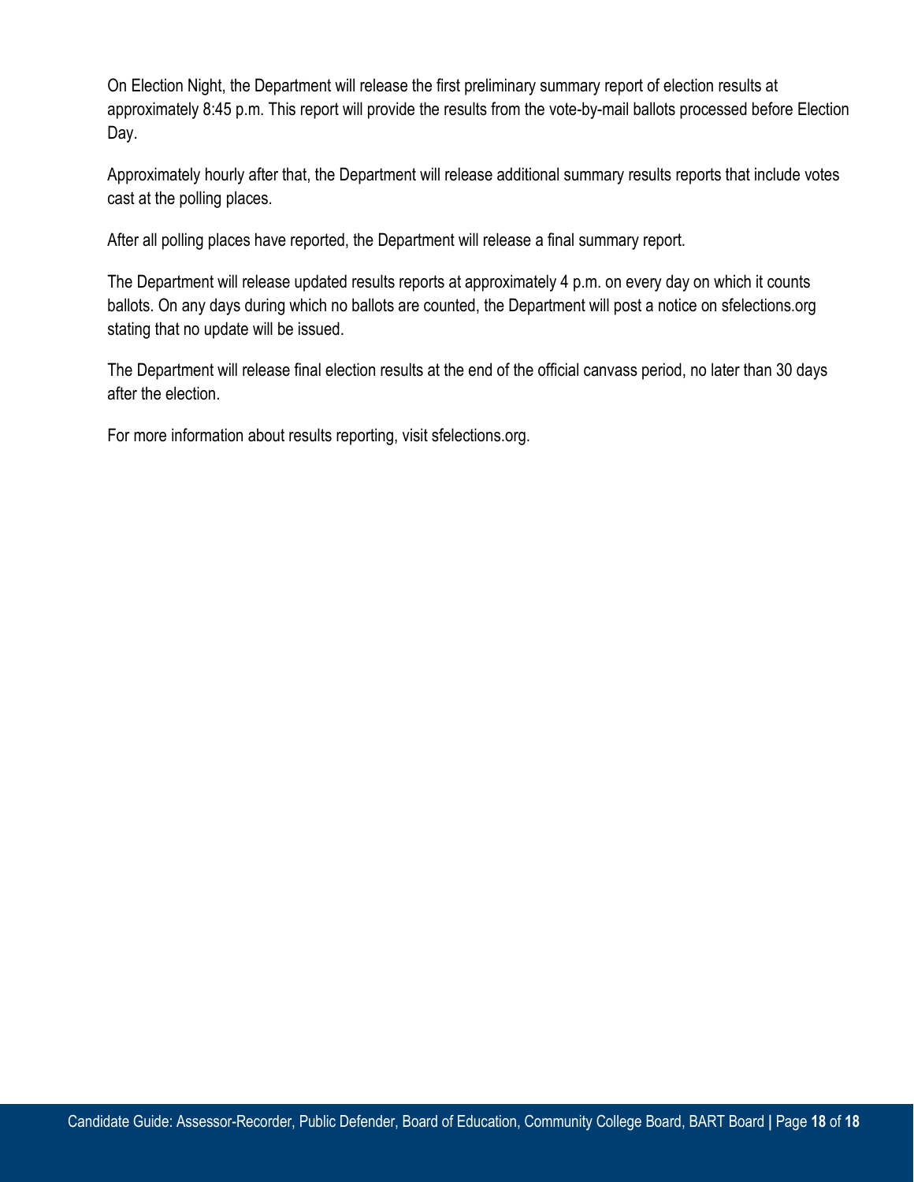On Election Night, the Department will release the first preliminary summary report of election results at approximately 8:45 p.m. This report will provide the results from the vote-by-mail ballots processed before Election Day.

Approximately hourly after that, the Department will release additional summary results reports that include votes cast at the polling places.

After all polling places have reported, the Department will release a final summary report.

The Department will release updated results reports at approximately 4 p.m. on every day on which it counts ballots. On any days during which no ballots are counted, the Department will post a notice on sfelections.org stating that no update will be issued.

The Department will release final election results at the end of the official canvass period, no later than 30 days after the election.

For more information about results reporting, visit sfelections.org.